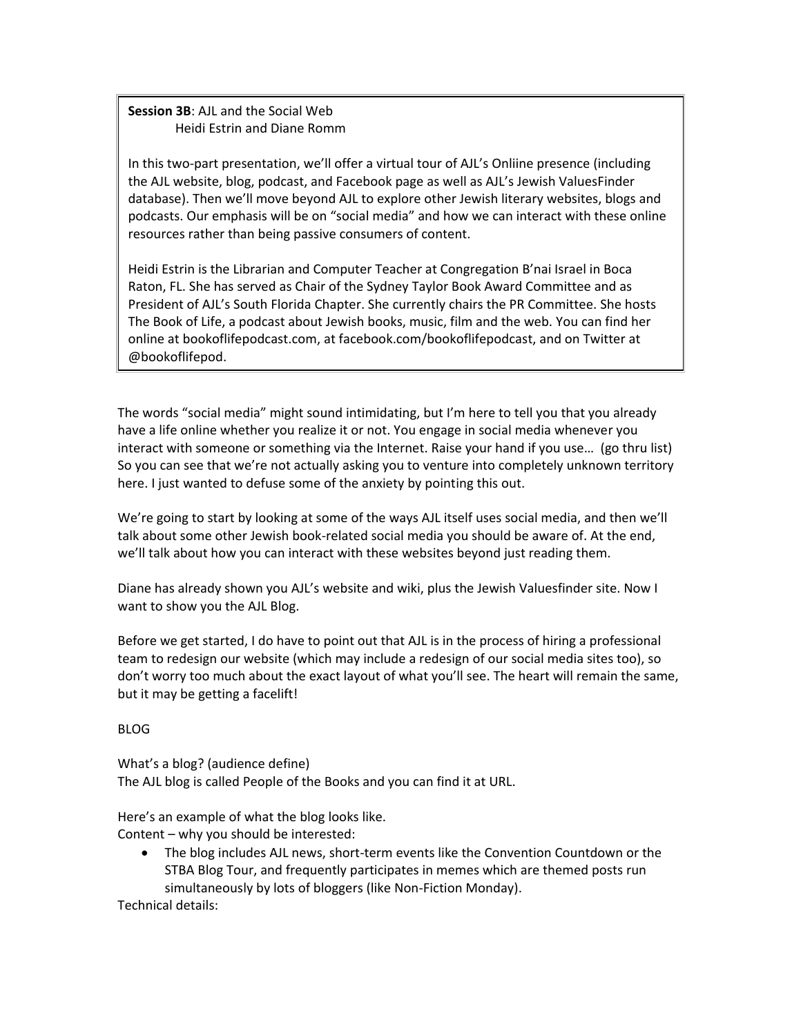**Session 3B**: AJL and the Social Web
Heidi Estrin and Diane Romm

In this two-part presentation, we'll offer a virtual tour of AJL's Onliine presence (including the AJL website, blog, podcast, and Facebook page as well as AJL's Jewish ValuesFinder database). Then we'll move beyond AJL to explore other Jewish literary websites, blogs and podcasts. Our emphasis will be on "social media" and how we can interact with these online resources rather than being passive consumers of content.

Heidi Estrin is the Librarian and Computer Teacher at Congregation B'nai Israel in Boca Raton, FL. She has served as Chair of the Sydney Taylor Book Award Committee and as President of AJL's South Florida Chapter. She currently chairs the PR Committee. She hosts The Book of Life, a podcast about Jewish books, music, film and the web. You can find her online at bookoflifepodcast.com, at facebook.com/bookoflifepodcast, and on Twitter at @bookoflifepod.

The words "social media" might sound intimidating, but I'm here to tell you that you already have a life online whether you realize it or not. You engage in social media whenever you interact with someone or something via the Internet. Raise your hand if you use… (go thru list) So you can see that we're not actually asking you to venture into completely unknown territory here. I just wanted to defuse some of the anxiety by pointing this out.

We're going to start by looking at some of the ways AJL itself uses social media, and then we'll talk about some other Jewish book-related social media you should be aware of. At the end, we'll talk about how you can interact with these websites beyond just reading them.

Diane has already shown you AJL's website and wiki, plus the Jewish Valuesfinder site. Now I want to show you the AJL Blog.

Before we get started, I do have to point out that AJL is in the process of hiring a professional team to redesign our website (which may include a redesign of our social media sites too), so don't worry too much about the exact layout of what you'll see. The heart will remain the same, but it may be getting a facelift!

BLOG

What's a blog? (audience define)
The AJL blog is called People of the Books and you can find it at URL.

Here's an example of what the blog looks like.
Content – why you should be interested:

- The blog includes AJL news, short-term events like the Convention Countdown or the STBA Blog Tour, and frequently participates in memes which are themed posts run simultaneously by lots of bloggers (like Non-Fiction Monday).

Technical details: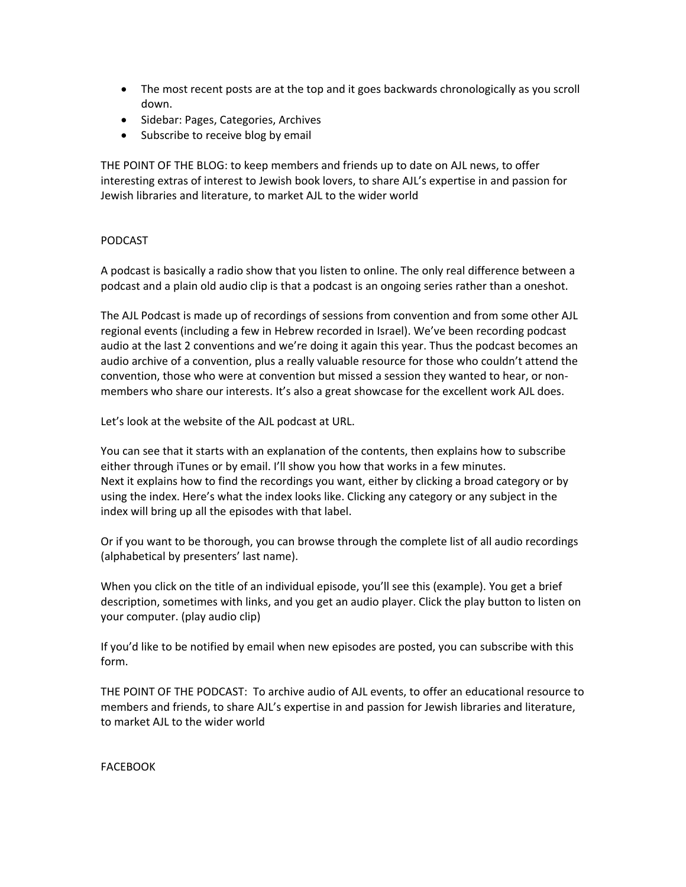- The most recent posts are at the top and it goes backwards chronologically as you scroll down.
- Sidebar: Pages, Categories, Archives
- Subscribe to receive blog by email

THE POINT OF THE BLOG: to keep members and friends up to date on AJL news, to offer interesting extras of interest to Jewish book lovers, to share AJL's expertise in and passion for Jewish libraries and literature, to market AJL to the wider world

PODCAST

A podcast is basically a radio show that you listen to online. The only real difference between a podcast and a plain old audio clip is that a podcast is an ongoing series rather than a oneshot.

The AJL Podcast is made up of recordings of sessions from convention and from some other AJL regional events (including a few in Hebrew recorded in Israel). We've been recording podcast audio at the last 2 conventions and we're doing it again this year. Thus the podcast becomes an audio archive of a convention, plus a really valuable resource for those who couldn't attend the convention, those who were at convention but missed a session they wanted to hear, or non-members who share our interests. It's also a great showcase for the excellent work AJL does.

Let's look at the website of the AJL podcast at URL.

You can see that it starts with an explanation of the contents, then explains how to subscribe either through iTunes or by email. I'll show you how that works in a few minutes.
Next it explains how to find the recordings you want, either by clicking a broad category or by using the index. Here's what the index looks like. Clicking any category or any subject in the index will bring up all the episodes with that label.

Or if you want to be thorough, you can browse through the complete list of all audio recordings (alphabetical by presenters' last name).

When you click on the title of an individual episode, you'll see this (example). You get a brief description, sometimes with links, and you get an audio player. Click the play button to listen on your computer. (play audio clip)

If you'd like to be notified by email when new episodes are posted, you can subscribe with this form.

THE POINT OF THE PODCAST: To archive audio of AJL events, to offer an educational resource to members and friends, to share AJL's expertise in and passion for Jewish libraries and literature, to market AJL to the wider world

FACEBOOK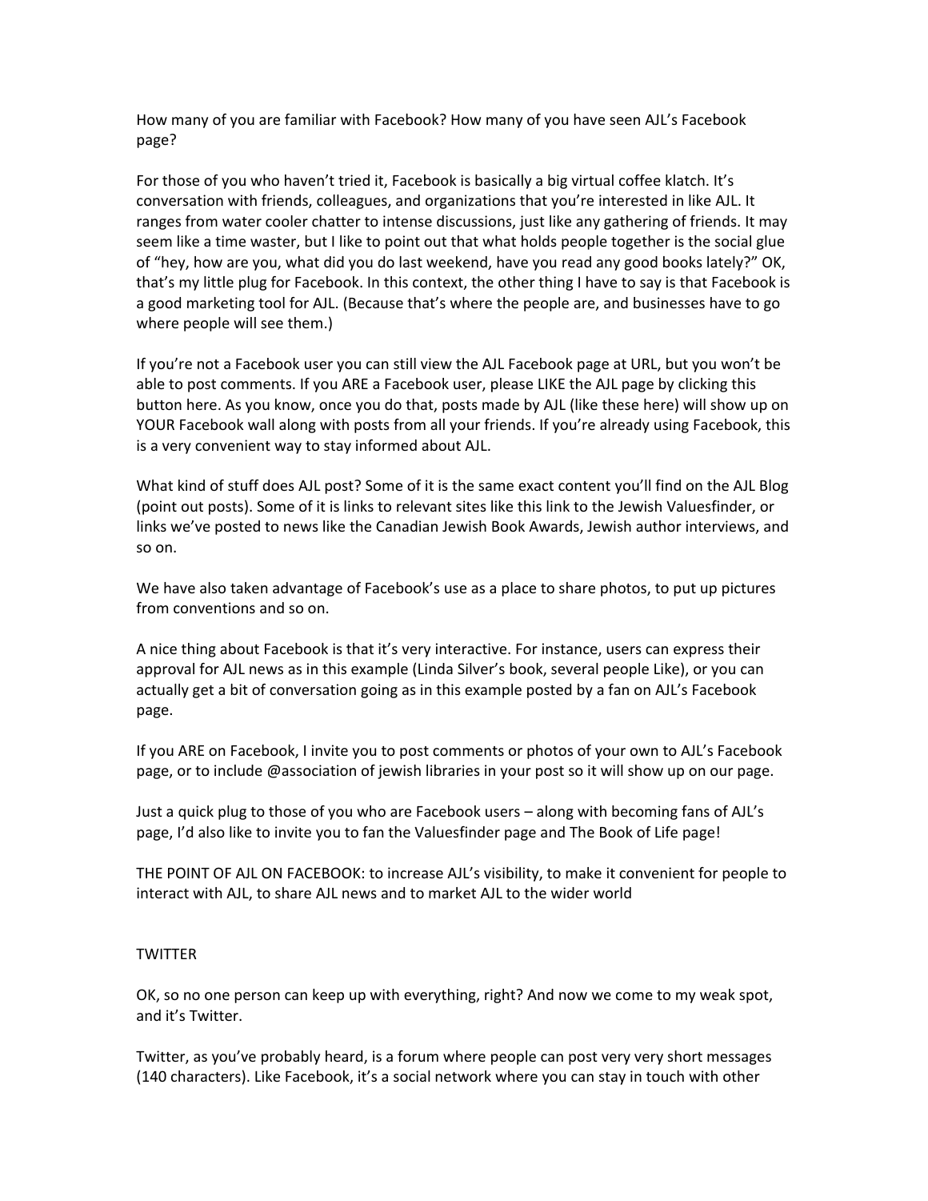How many of you are familiar with Facebook? How many of you have seen AJL's Facebook page?

For those of you who haven't tried it, Facebook is basically a big virtual coffee klatch. It's conversation with friends, colleagues, and organizations that you're interested in like AJL. It ranges from water cooler chatter to intense discussions, just like any gathering of friends. It may seem like a time waster, but I like to point out that what holds people together is the social glue of "hey, how are you, what did you do last weekend, have you read any good books lately?" OK, that's my little plug for Facebook. In this context, the other thing I have to say is that Facebook is a good marketing tool for AJL. (Because that's where the people are, and businesses have to go where people will see them.)

If you're not a Facebook user you can still view the AJL Facebook page at URL, but you won't be able to post comments. If you ARE a Facebook user, please LIKE the AJL page by clicking this button here. As you know, once you do that, posts made by AJL (like these here) will show up on YOUR Facebook wall along with posts from all your friends. If you're already using Facebook, this is a very convenient way to stay informed about AJL.

What kind of stuff does AJL post? Some of it is the same exact content you'll find on the AJL Blog (point out posts). Some of it is links to relevant sites like this link to the Jewish Valuesfinder, or links we've posted to news like the Canadian Jewish Book Awards, Jewish author interviews, and so on.

We have also taken advantage of Facebook's use as a place to share photos, to put up pictures from conventions and so on.

A nice thing about Facebook is that it's very interactive. For instance, users can express their approval for AJL news as in this example (Linda Silver's book, several people Like), or you can actually get a bit of conversation going as in this example posted by a fan on AJL's Facebook page.

If you ARE on Facebook, I invite you to post comments or photos of your own to AJL's Facebook page, or to include @association of jewish libraries in your post so it will show up on our page.

Just a quick plug to those of you who are Facebook users – along with becoming fans of AJL's page, I'd also like to invite you to fan the Valuesfinder page and The Book of Life page!

THE POINT OF AJL ON FACEBOOK: to increase AJL's visibility, to make it convenient for people to interact with AJL, to share AJL news and to market AJL to the wider world

## TWITTER

OK, so no one person can keep up with everything, right? And now we come to my weak spot, and it's Twitter.

Twitter, as you've probably heard, is a forum where people can post very very short messages (140 characters). Like Facebook, it's a social network where you can stay in touch with other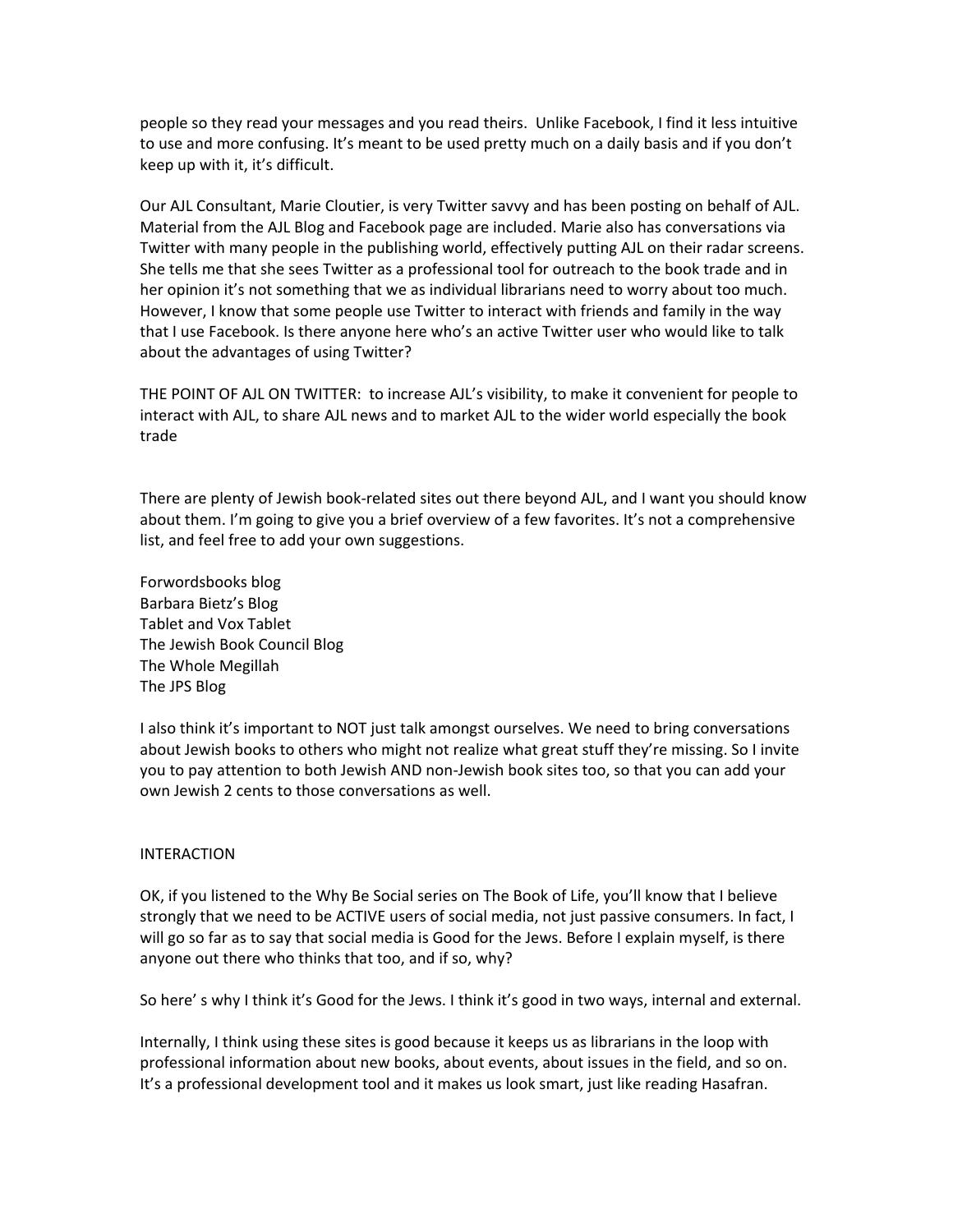people so they read your messages and you read theirs. Unlike Facebook, I find it less intuitive to use and more confusing. It's meant to be used pretty much on a daily basis and if you don't keep up with it, it's difficult.

Our AJL Consultant, Marie Cloutier, is very Twitter savvy and has been posting on behalf of AJL. Material from the AJL Blog and Facebook page are included. Marie also has conversations via Twitter with many people in the publishing world, effectively putting AJL on their radar screens. She tells me that she sees Twitter as a professional tool for outreach to the book trade and in her opinion it's not something that we as individual librarians need to worry about too much. However, I know that some people use Twitter to interact with friends and family in the way that I use Facebook. Is there anyone here who's an active Twitter user who would like to talk about the advantages of using Twitter?

THE POINT OF AJL ON TWITTER: to increase AJL's visibility, to make it convenient for people to interact with AJL, to share AJL news and to market AJL to the wider world especially the book trade

There are plenty of Jewish book-related sites out there beyond AJL, and I want you should know about them. I'm going to give you a brief overview of a few favorites. It's not a comprehensive list, and feel free to add your own suggestions.

Forwordsbooks blog  
Barbara Bietz's Blog  
Tablet and Vox Tablet  
The Jewish Book Council Blog  
The Whole Megillah  
The JPS Blog

I also think it's important to NOT just talk amongst ourselves. We need to bring conversations about Jewish books to others who might not realize what great stuff they're missing. So I invite you to pay attention to both Jewish AND non-Jewish book sites too, so that you can add your own Jewish 2 cents to those conversations as well.

INTERACTION

OK, if you listened to the Why Be Social series on The Book of Life, you'll know that I believe strongly that we need to be ACTIVE users of social media, not just passive consumers. In fact, I will go so far as to say that social media is Good for the Jews. Before I explain myself, is there anyone out there who thinks that too, and if so, why?

So here' s why I think it's Good for the Jews. I think it's good in two ways, internal and external.

Internally, I think using these sites is good because it keeps us as librarians in the loop with professional information about new books, about events, about issues in the field, and so on. It's a professional development tool and it makes us look smart, just like reading Hasafran.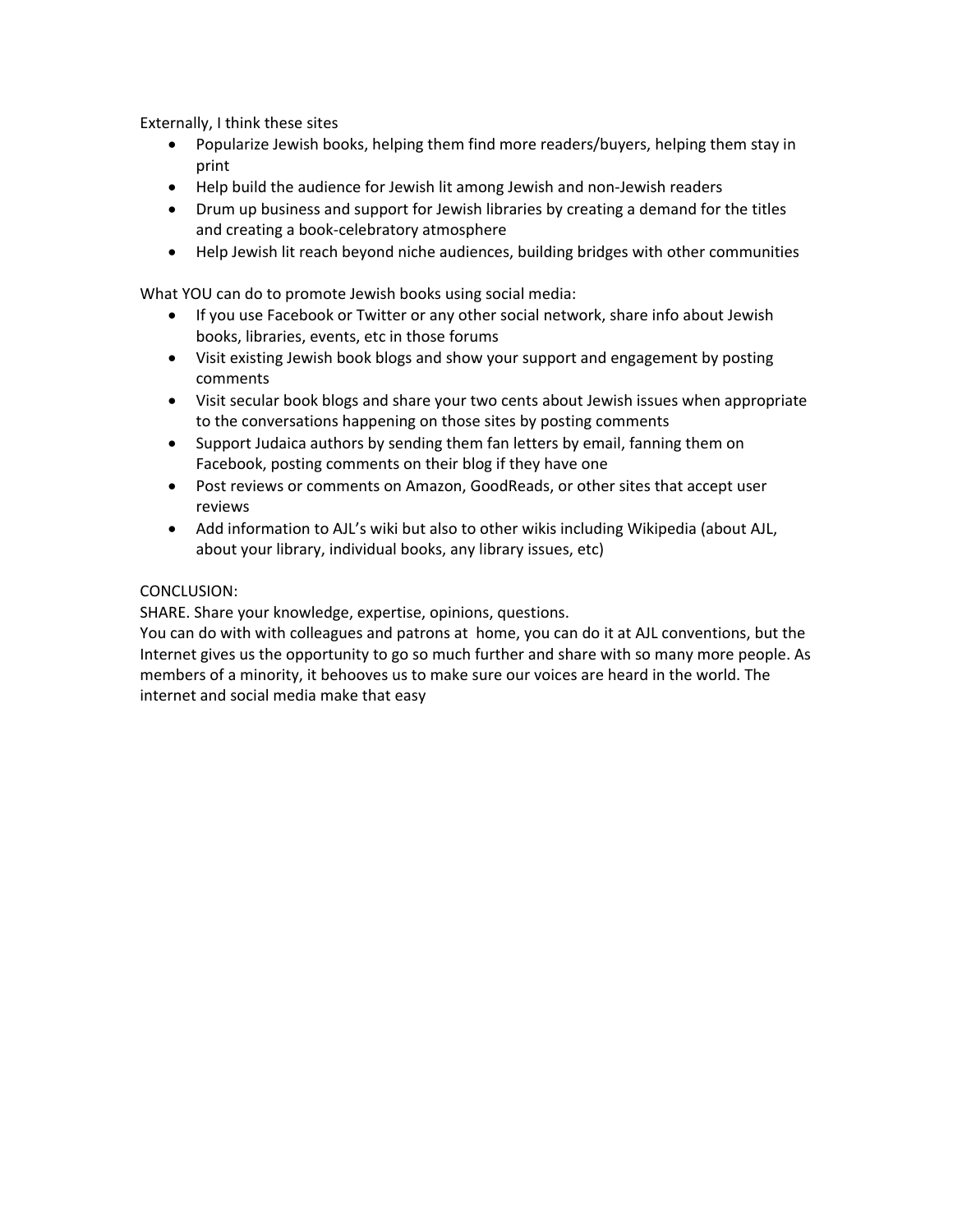Externally, I think these sites

- Popularize Jewish books, helping them find more readers/buyers, helping them stay in print
- Help build the audience for Jewish lit among Jewish and non-Jewish readers
- Drum up business and support for Jewish libraries by creating a demand for the titles and creating a book-celebratory atmosphere
- Help Jewish lit reach beyond niche audiences, building bridges with other communities

What YOU can do to promote Jewish books using social media:

- If you use Facebook or Twitter or any other social network, share info about Jewish books, libraries, events, etc in those forums
- Visit existing Jewish book blogs and show your support and engagement by posting comments
- Visit secular book blogs and share your two cents about Jewish issues when appropriate to the conversations happening on those sites by posting comments
- Support Judaica authors by sending them fan letters by email, fanning them on Facebook, posting comments on their blog if they have one
- Post reviews or comments on Amazon, GoodReads, or other sites that accept user reviews
- Add information to AJL's wiki but also to other wikis including Wikipedia (about AJL, about your library, individual books, any library issues, etc)

CONCLUSION:
SHARE. Share your knowledge, expertise, opinions, questions.
You can do with with colleagues and patrons at home, you can do it at AJL conventions, but the Internet gives us the opportunity to go so much further and share with so many more people. As members of a minority, it behooves us to make sure our voices are heard in the world. The internet and social media make that easy